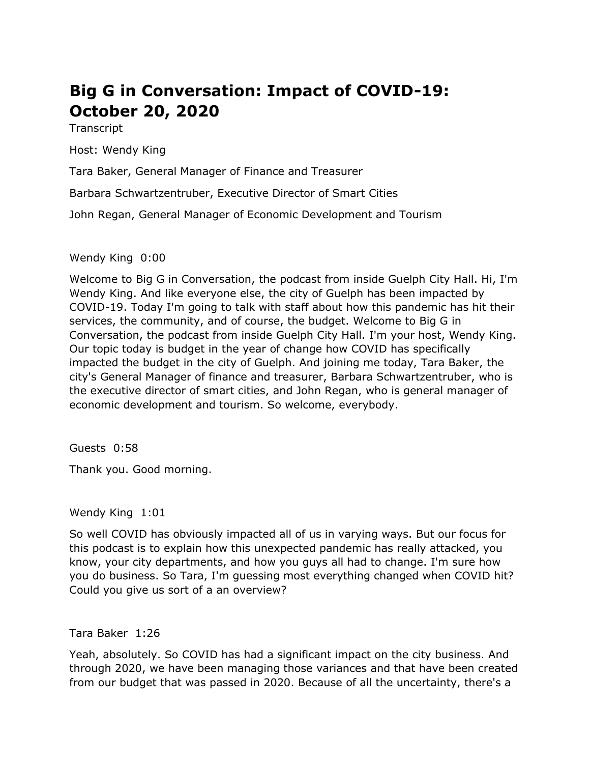# Big G in Conversation: Impact of COVID-19: October 20, 2020

Transcript

Host: Wendy King

Tara Baker, General Manager of Finance and Treasurer

Barbara Schwartzentruber, Executive Director of Smart Cities

John Regan, General Manager of Economic Development and Tourism

Wendy King 0:00

Welcome to Big G in Conversation, the podcast from inside Guelph City Hall. Hi, I'm Wendy King. And like everyone else, the city of Guelph has been impacted by COVID-19. Today I'm going to talk with staff about how this pandemic has hit their services, the community, and of course, the budget. Welcome to Big G in Conversation, the podcast from inside Guelph City Hall. I'm your host, Wendy King. Our topic today is budget in the year of change how COVID has specifically impacted the budget in the city of Guelph. And joining me today, Tara Baker, the city's General Manager of finance and treasurer, Barbara Schwartzentruber, who is the executive director of smart cities, and John Regan, who is general manager of economic development and tourism. So welcome, everybody.

Guests 0:58

Thank you. Good morning.

Wendy King 1:01

So well COVID has obviously impacted all of us in varying ways. But our focus for this podcast is to explain how this unexpected pandemic has really attacked, you know, your city departments, and how you guys all had to change. I'm sure how you do business. So Tara, I'm guessing most everything changed when COVID hit? Could you give us sort of a an overview?

Tara Baker 1:26

Yeah, absolutely. So COVID has had a significant impact on the city business. And through 2020, we have been managing those variances and that have been created from our budget that was passed in 2020. Because of all the uncertainty, there's a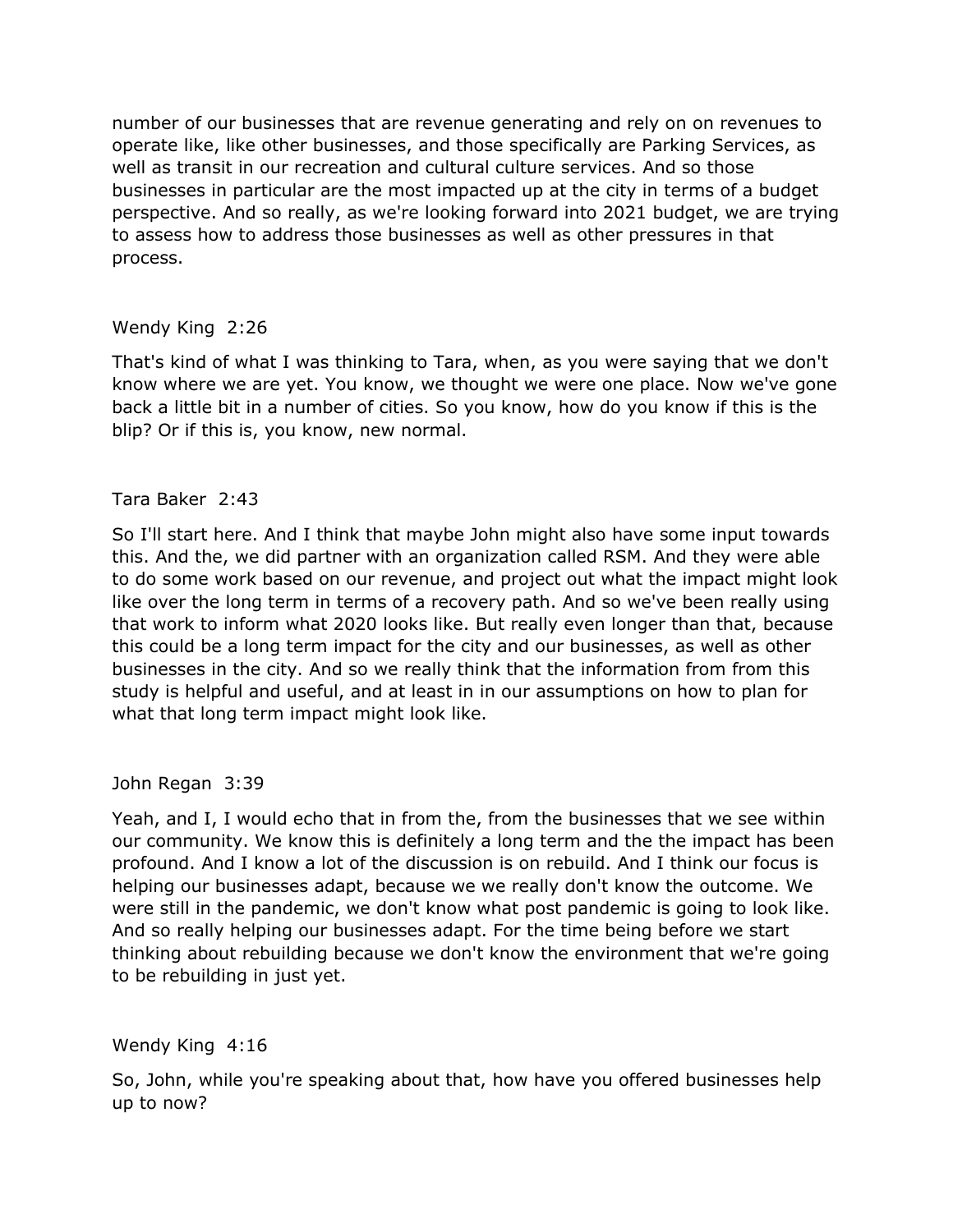number of our businesses that are revenue generating and rely on on revenues to operate like, like other businesses, and those specifically are Parking Services, as well as transit in our recreation and cultural culture services. And so those businesses in particular are the most impacted up at the city in terms of a budget perspective. And so really, as we're looking forward into 2021 budget, we are trying to assess how to address those businesses as well as other pressures in that process.

Wendy King 2:26

That's kind of what I was thinking to Tara, when, as you were saying that we don't know where we are yet. You know, we thought we were one place. Now we've gone back a little bit in a number of cities. So you know, how do you know if this is the blip? Or if this is, you know, new normal.

Tara Baker 2:43

So I'll start here. And I think that maybe John might also have some input towards this. And the, we did partner with an organization called RSM. And they were able to do some work based on our revenue, and project out what the impact might look like over the long term in terms of a recovery path. And so we've been really using that work to inform what 2020 looks like. But really even longer than that, because this could be a long term impact for the city and our businesses, as well as other businesses in the city. And so we really think that the information from from this study is helpful and useful, and at least in in our assumptions on how to plan for what that long term impact might look like.

John Regan 3:39

Yeah, and I, I would echo that in from the, from the businesses that we see within our community. We know this is definitely a long term and the the impact has been profound. And I know a lot of the discussion is on rebuild. And I think our focus is helping our businesses adapt, because we we really don't know the outcome. We were still in the pandemic, we don't know what post pandemic is going to look like. And so really helping our businesses adapt. For the time being before we start thinking about rebuilding because we don't know the environment that we're going to be rebuilding in just yet.

Wendy King 4:16

So, John, while you're speaking about that, how have you offered businesses help up to now?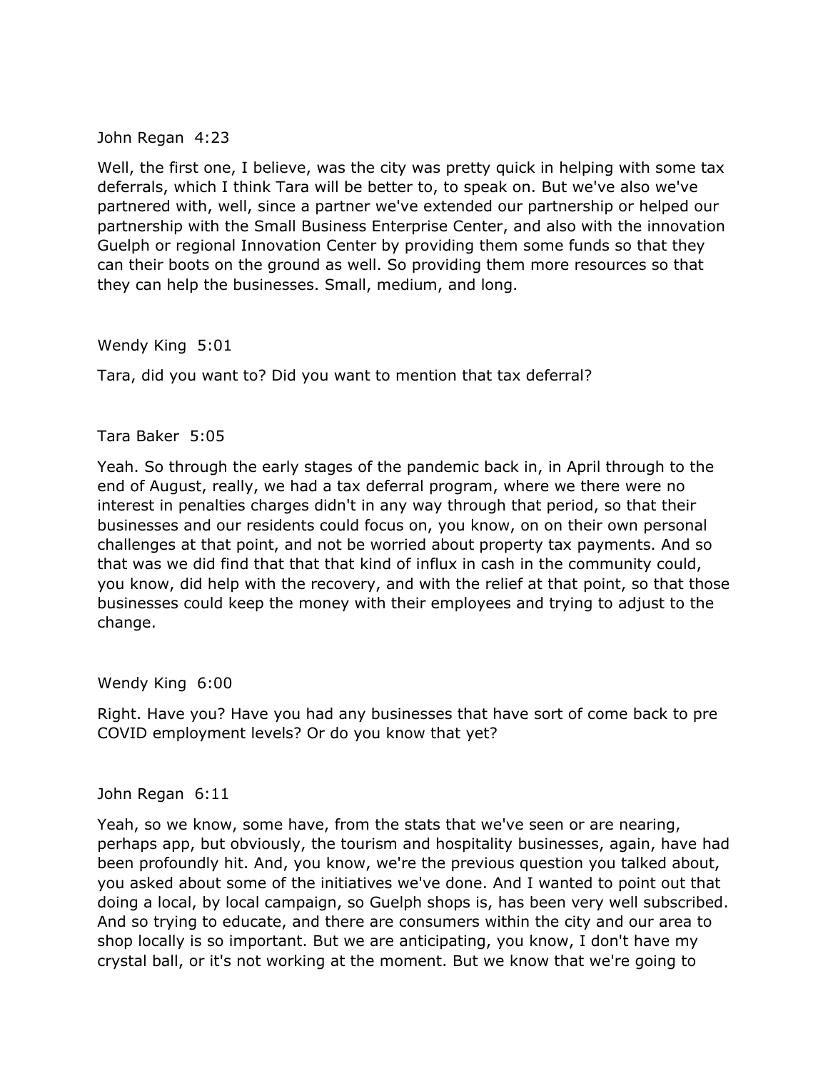John Regan 4:23

Well, the first one, I believe, was the city was pretty quick in helping with some tax deferrals, which I think Tara will be better to, to speak on. But we've also we've partnered with, well, since a partner we've extended our partnership or helped our partnership with the Small Business Enterprise Center, and also with the innovation Guelph or regional Innovation Center by providing them some funds so that they can their boots on the ground as well. So providing them more resources so that they can help the businesses. Small, medium, and long.

Wendy King 5:01

Tara, did you want to? Did you want to mention that tax deferral?

Tara Baker 5:05

Yeah. So through the early stages of the pandemic back in, in April through to the end of August, really, we had a tax deferral program, where we there were no interest in penalties charges didn't in any way through that period, so that their businesses and our residents could focus on, you know, on on their own personal challenges at that point, and not be worried about property tax payments. And so that was we did find that that that kind of influx in cash in the community could, you know, did help with the recovery, and with the relief at that point, so that those businesses could keep the money with their employees and trying to adjust to the change.

Wendy King 6:00

Right. Have you? Have you had any businesses that have sort of come back to pre COVID employment levels? Or do you know that yet?

John Regan 6:11

Yeah, so we know, some have, from the stats that we've seen or are nearing, perhaps app, but obviously, the tourism and hospitality businesses, again, have had been profoundly hit. And, you know, we're the previous question you talked about, you asked about some of the initiatives we've done. And I wanted to point out that doing a local, by local campaign, so Guelph shops is, has been very well subscribed. And so trying to educate, and there are consumers within the city and our area to shop locally is so important. But we are anticipating, you know, I don't have my crystal ball, or it's not working at the moment. But we know that we're going to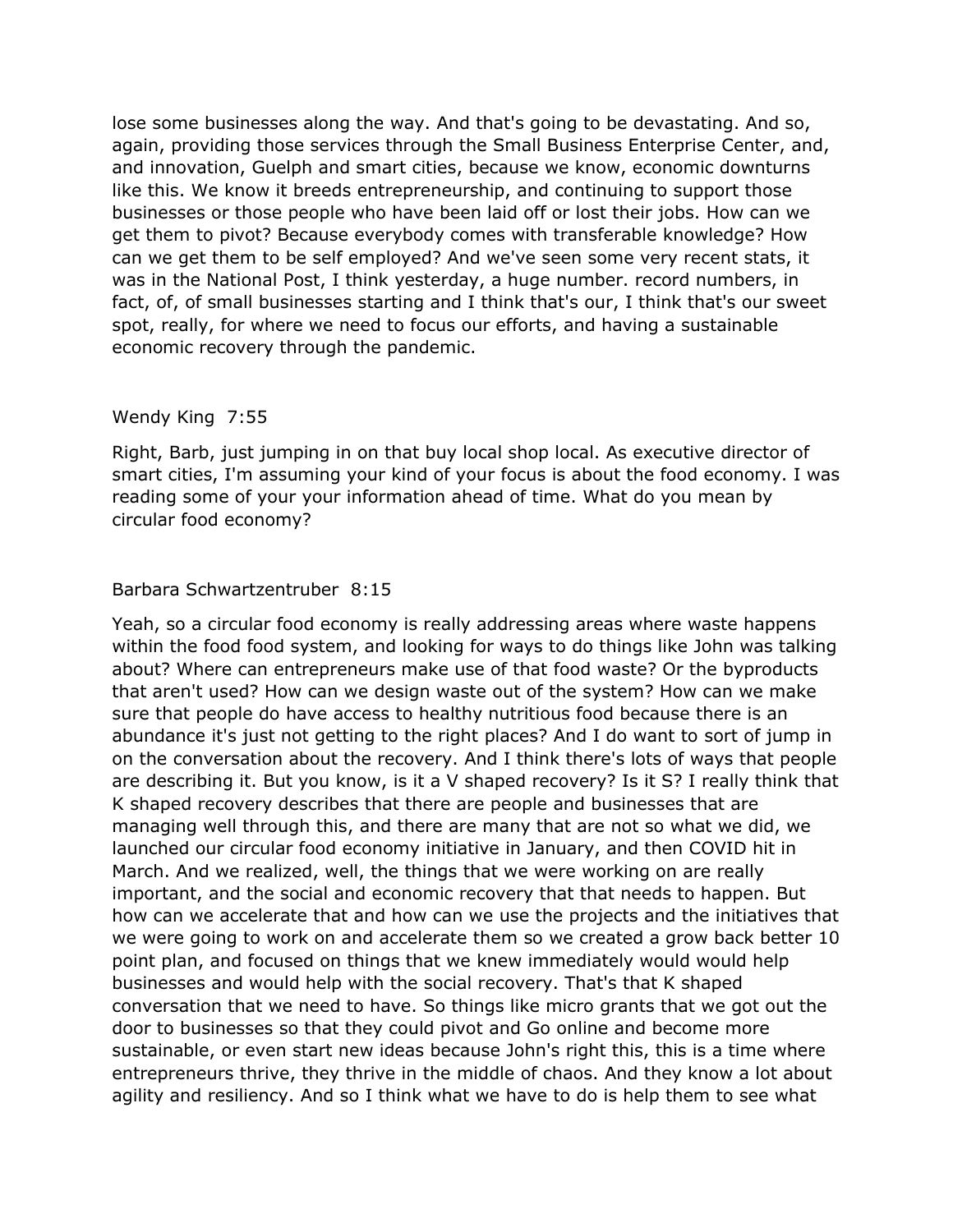lose some businesses along the way. And that's going to be devastating. And so, again, providing those services through the Small Business Enterprise Center, and, and innovation, Guelph and smart cities, because we know, economic downturns like this. We know it breeds entrepreneurship, and continuing to support those businesses or those people who have been laid off or lost their jobs. How can we get them to pivot? Because everybody comes with transferable knowledge? How can we get them to be self employed? And we've seen some very recent stats, it was in the National Post, I think yesterday, a huge number. record numbers, in fact, of, of small businesses starting and I think that's our, I think that's our sweet spot, really, for where we need to focus our efforts, and having a sustainable economic recovery through the pandemic.

Wendy King 7:55

Right, Barb, just jumping in on that buy local shop local. As executive director of smart cities, I'm assuming your kind of your focus is about the food economy. I was reading some of your your information ahead of time. What do you mean by circular food economy?

Barbara Schwartzentruber 8:15

Yeah, so a circular food economy is really addressing areas where waste happens within the food food system, and looking for ways to do things like John was talking about? Where can entrepreneurs make use of that food waste? Or the byproducts that aren't used? How can we design waste out of the system? How can we make sure that people do have access to healthy nutritious food because there is an abundance it's just not getting to the right places? And I do want to sort of jump in on the conversation about the recovery. And I think there's lots of ways that people are describing it. But you know, is it a V shaped recovery? Is it S? I really think that K shaped recovery describes that there are people and businesses that are managing well through this, and there are many that are not so what we did, we launched our circular food economy initiative in January, and then COVID hit in March. And we realized, well, the things that we were working on are really important, and the social and economic recovery that that needs to happen. But how can we accelerate that and how can we use the projects and the initiatives that we were going to work on and accelerate them so we created a grow back better 10 point plan, and focused on things that we knew immediately would would help businesses and would help with the social recovery. That's that K shaped conversation that we need to have. So things like micro grants that we got out the door to businesses so that they could pivot and Go online and become more sustainable, or even start new ideas because John's right this, this is a time where entrepreneurs thrive, they thrive in the middle of chaos. And they know a lot about agility and resiliency. And so I think what we have to do is help them to see what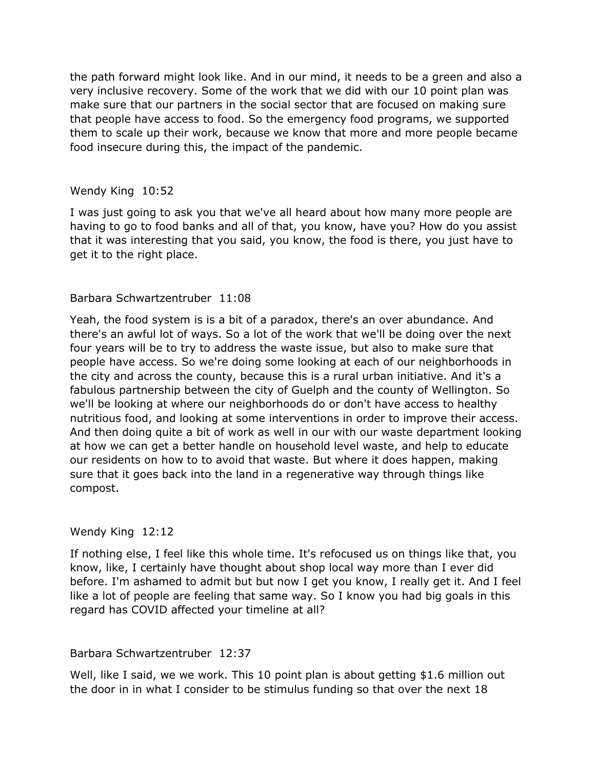the path forward might look like. And in our mind, it needs to be a green and also a very inclusive recovery. Some of the work that we did with our 10 point plan was make sure that our partners in the social sector that are focused on making sure that people have access to food. So the emergency food programs, we supported them to scale up their work, because we know that more and more people became food insecure during this, the impact of the pandemic.

Wendy King 10:52

I was just going to ask you that we've all heard about how many more people are having to go to food banks and all of that, you know, have you? How do you assist that it was interesting that you said, you know, the food is there, you just have to get it to the right place.

Barbara Schwartzentruber 11:08

Yeah, the food system is is a bit of a paradox, there's an over abundance. And there's an awful lot of ways. So a lot of the work that we'll be doing over the next four years will be to try to address the waste issue, but also to make sure that people have access. So we're doing some looking at each of our neighborhoods in the city and across the county, because this is a rural urban initiative. And it's a fabulous partnership between the city of Guelph and the county of Wellington. So we'll be looking at where our neighborhoods do or don't have access to healthy nutritious food, and looking at some interventions in order to improve their access. And then doing quite a bit of work as well in our with our waste department looking at how we can get a better handle on household level waste, and help to educate our residents on how to to avoid that waste. But where it does happen, making sure that it goes back into the land in a regenerative way through things like compost.

Wendy King 12:12

If nothing else, I feel like this whole time. It's refocused us on things like that, you know, like, I certainly have thought about shop local way more than I ever did before. I'm ashamed to admit but but now I get you know, I really get it. And I feel like a lot of people are feeling that same way. So I know you had big goals in this regard has COVID affected your timeline at all?

Barbara Schwartzentruber 12:37

Well, like I said, we we work. This 10 point plan is about getting $1.6 million out the door in in what I consider to be stimulus funding so that over the next 18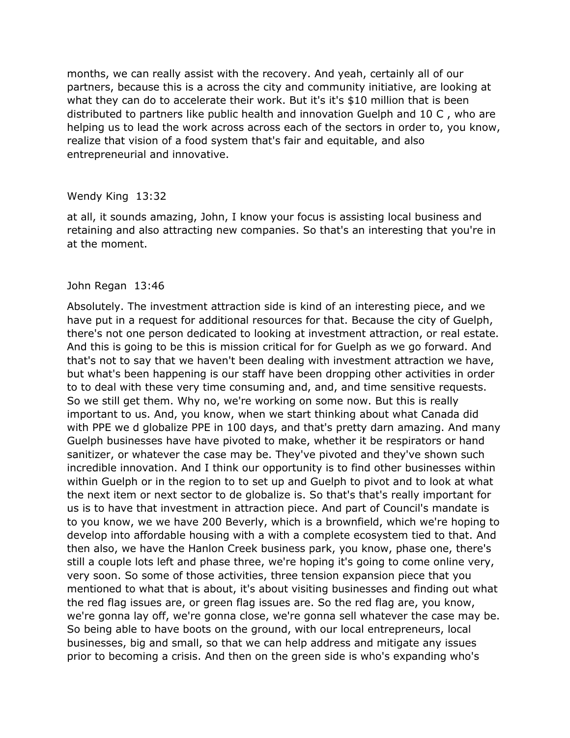months, we can really assist with the recovery. And yeah, certainly all of our partners, because this is a across the city and community initiative, are looking at what they can do to accelerate their work. But it's it's $10 million that is been distributed to partners like public health and innovation Guelph and 10 C , who are helping us to lead the work across across each of the sectors in order to, you know, realize that vision of a food system that's fair and equitable, and also entrepreneurial and innovative.

Wendy King 13:32

at all, it sounds amazing, John, I know your focus is assisting local business and retaining and also attracting new companies. So that's an interesting that you're in at the moment.

John Regan 13:46

Absolutely. The investment attraction side is kind of an interesting piece, and we have put in a request for additional resources for that. Because the city of Guelph, there's not one person dedicated to looking at investment attraction, or real estate. And this is going to be this is mission critical for for Guelph as we go forward. And that's not to say that we haven't been dealing with investment attraction we have, but what's been happening is our staff have been dropping other activities in order to to deal with these very time consuming and, and, and time sensitive requests. So we still get them. Why no, we're working on some now. But this is really important to us. And, you know, when we start thinking about what Canada did with PPE we d globalize PPE in 100 days, and that's pretty darn amazing. And many Guelph businesses have have pivoted to make, whether it be respirators or hand sanitizer, or whatever the case may be. They've pivoted and they've shown such incredible innovation. And I think our opportunity is to find other businesses within within Guelph or in the region to to set up and Guelph to pivot and to look at what the next item or next sector to de globalize is. So that's that's really important for us is to have that investment in attraction piece. And part of Council's mandate is to you know, we we have 200 Beverly, which is a brownfield, which we're hoping to develop into affordable housing with a with a complete ecosystem tied to that. And then also, we have the Hanlon Creek business park, you know, phase one, there's still a couple lots left and phase three, we're hoping it's going to come online very, very soon. So some of those activities, three tension expansion piece that you mentioned to what that is about, it's about visiting businesses and finding out what the red flag issues are, or green flag issues are. So the red flag are, you know, we're gonna lay off, we're gonna close, we're gonna sell whatever the case may be. So being able to have boots on the ground, with our local entrepreneurs, local businesses, big and small, so that we can help address and mitigate any issues prior to becoming a crisis. And then on the green side is who's expanding who's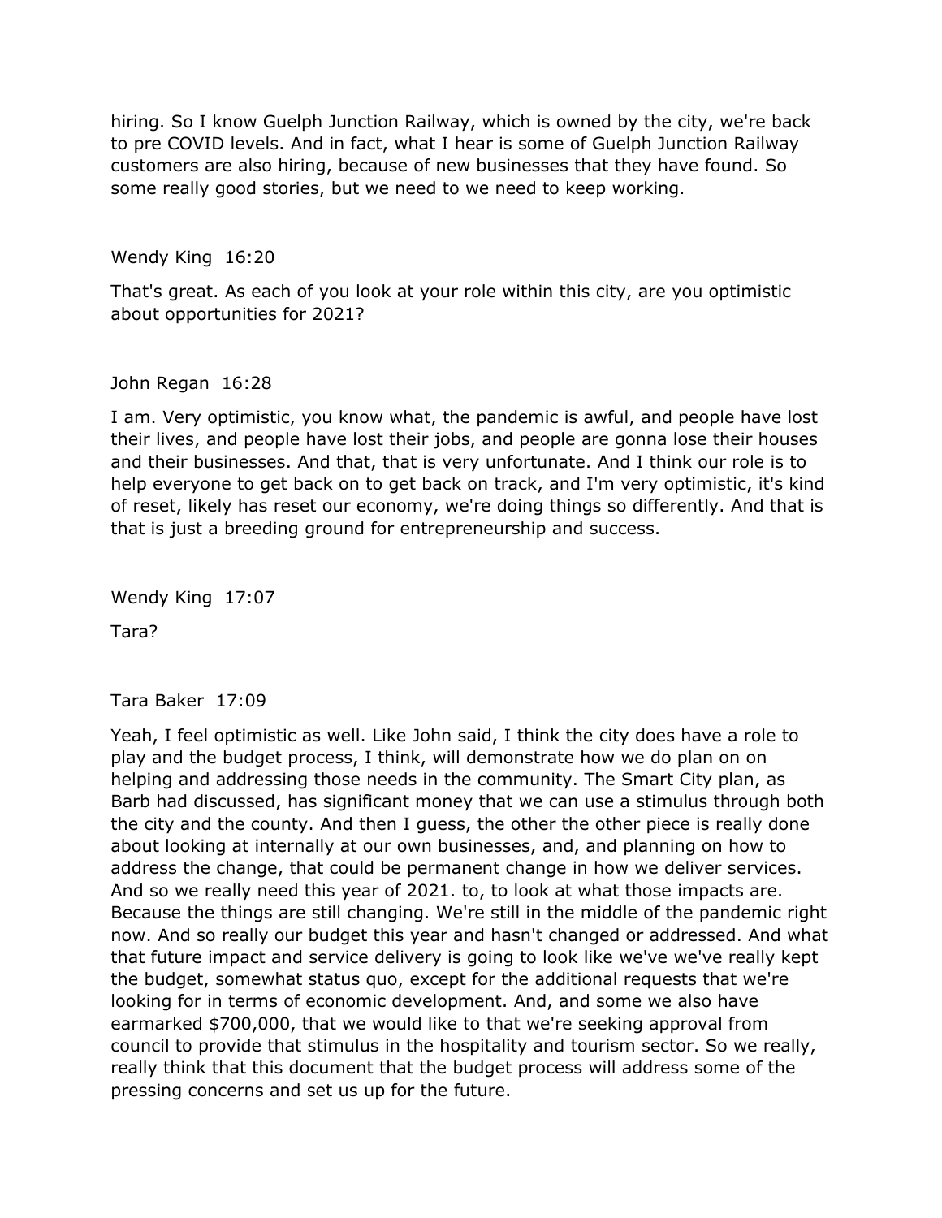hiring. So I know Guelph Junction Railway, which is owned by the city, we're back to pre COVID levels. And in fact, what I hear is some of Guelph Junction Railway customers are also hiring, because of new businesses that they have found. So some really good stories, but we need to we need to keep working.

Wendy King 16:20

That's great. As each of you look at your role within this city, are you optimistic about opportunities for 2021?

John Regan 16:28

I am. Very optimistic, you know what, the pandemic is awful, and people have lost their lives, and people have lost their jobs, and people are gonna lose their houses and their businesses. And that, that is very unfortunate. And I think our role is to help everyone to get back on to get back on track, and I'm very optimistic, it's kind of reset, likely has reset our economy, we're doing things so differently. And that is that is just a breeding ground for entrepreneurship and success.

Wendy King 17:07

Tara?

Tara Baker 17:09

Yeah, I feel optimistic as well. Like John said, I think the city does have a role to play and the budget process, I think, will demonstrate how we do plan on on helping and addressing those needs in the community. The Smart City plan, as Barb had discussed, has significant money that we can use a stimulus through both the city and the county. And then I guess, the other the other piece is really done about looking at internally at our own businesses, and, and planning on how to address the change, that could be permanent change in how we deliver services. And so we really need this year of 2021. to, to look at what those impacts are. Because the things are still changing. We're still in the middle of the pandemic right now. And so really our budget this year and hasn't changed or addressed. And what that future impact and service delivery is going to look like we've we've really kept the budget, somewhat status quo, except for the additional requests that we're looking for in terms of economic development. And, and some we also have earmarked $700,000, that we would like to that we're seeking approval from council to provide that stimulus in the hospitality and tourism sector. So we really, really think that this document that the budget process will address some of the pressing concerns and set us up for the future.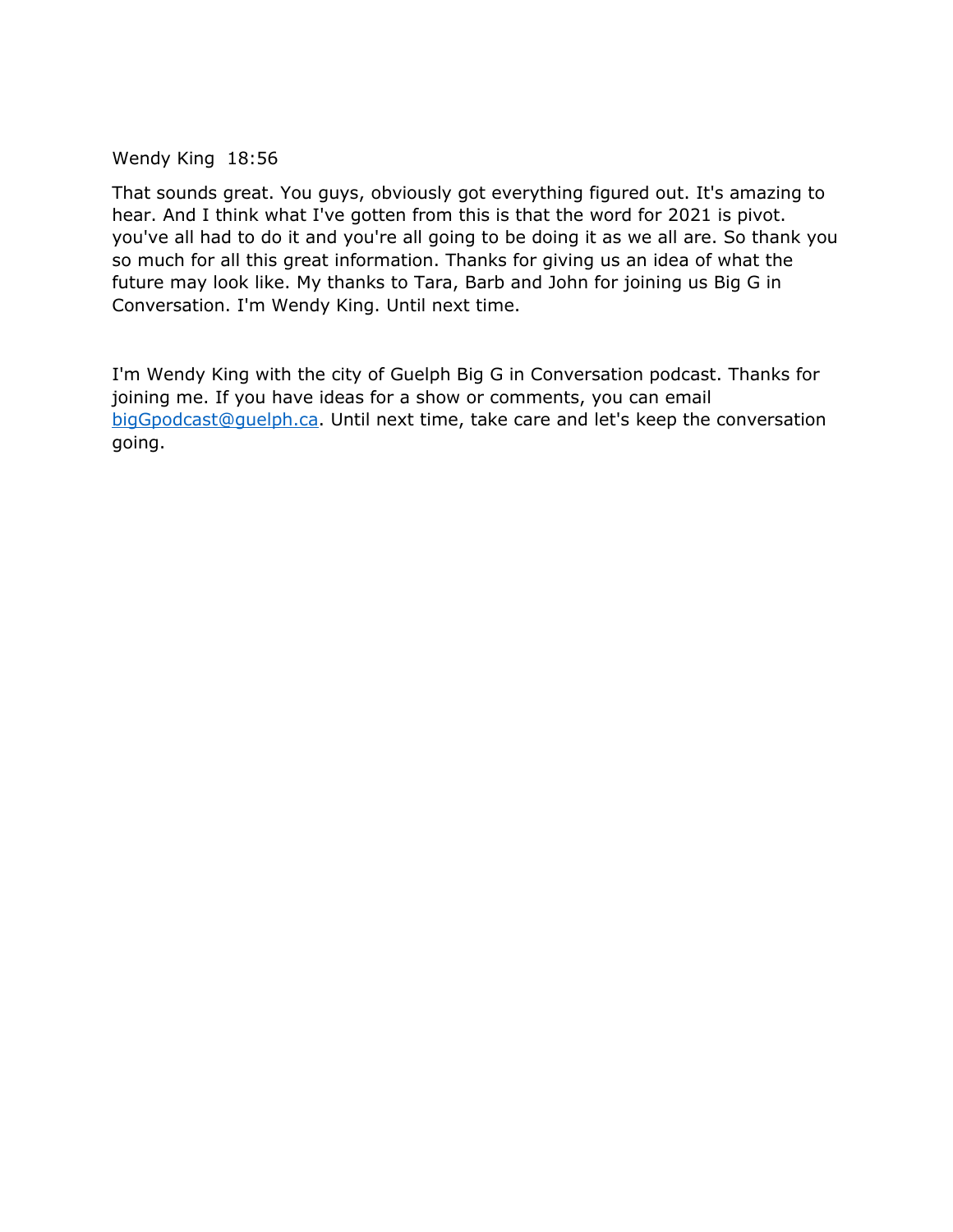Wendy King 18:56

That sounds great. You guys, obviously got everything figured out. It's amazing to hear. And I think what I've gotten from this is that the word for 2021 is pivot. you've all had to do it and you're all going to be doing it as we all are. So thank you so much for all this great information. Thanks for giving us an idea of what the future may look like. My thanks to Tara, Barb and John for joining us Big G in Conversation. I'm Wendy King. Until next time.

I'm Wendy King with the city of Guelph Big G in Conversation podcast. Thanks for joining me. If you have ideas for a show or comments, you can email bigGpodcast@guelph.ca. Until next time, take care and let's keep the conversation going.